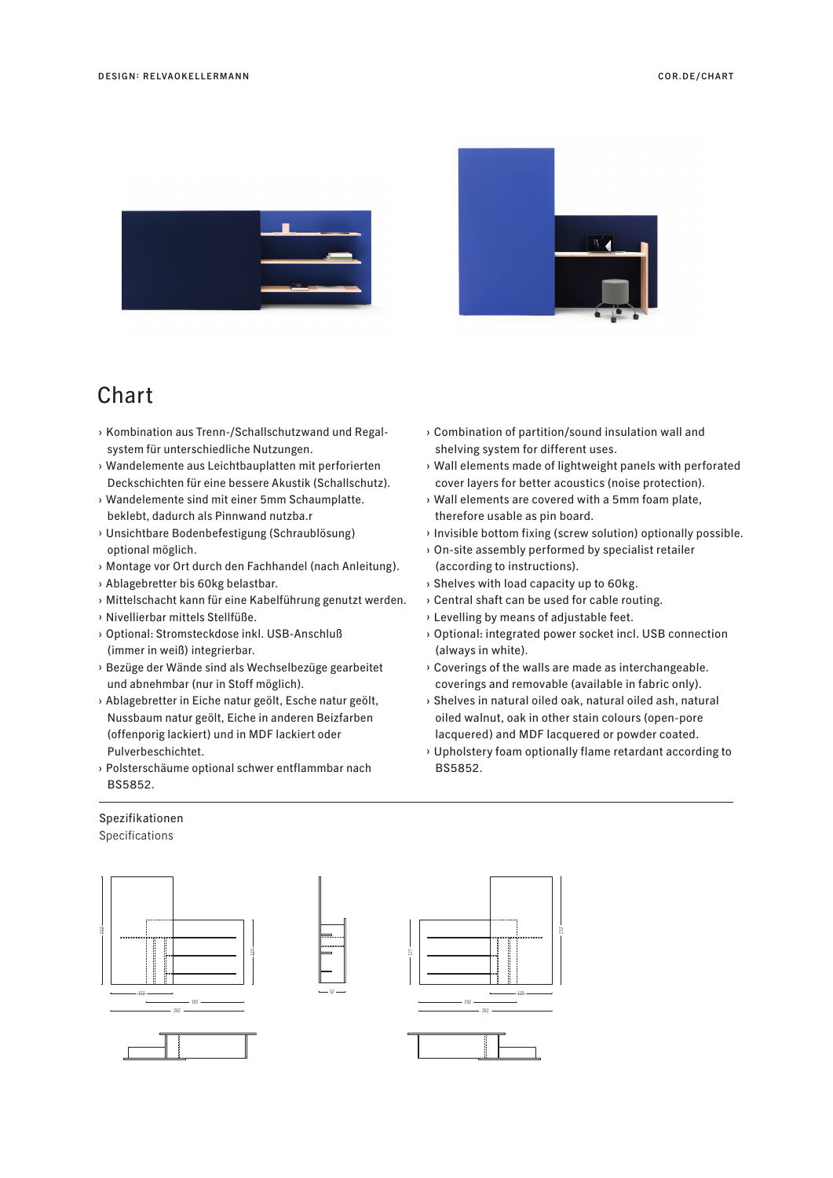DESIGN: RELVAOKELLERMANN

COR.DE/CHART

# Chart

› Kombination aus Trenn-/Schallschutzwand und Regal­system für unterschiedliche Nutzungen.
› Wandelemente aus Leichtbauplatten mit perforierten Deckschichten für eine bessere Akustik (Schallschutz).
› Wandelemente sind mit einer 5mm Schaumplatte. beklebt, dadurch als Pinnwand nutzba.r
› Unsichtbare Bodenbefestigung (Schraublösung) optional möglich.
› Montage vor Ort durch den Fachhandel (nach Anleitung).
› Ablagebretter bis 60kg belastbar.
› Mittelschacht kann für eine Kabelführung genutzt werden.
› Nivellierbar mittels Stellfüße.
› Optional: Stromsteckdose inkl. USB-Anschluß (immer in weiß) integrierbar.
› Bezüge der Wände sind als Wechselbezüge gearbeitet und abnehmbar (nur in Stoff möglich).
› Ablagebretter in Eiche natur geölt, Esche natur geölt, Nussbaum natur geölt, Eiche in anderen Beizfarben (offenporig lackiert) und in MDF lackiert oder Pulverbeschichtet.
› Polsterschäume optional schwer entflammbar nach BS5852.

› Combination of partition/sound insulation wall and shelving system for different uses.
› Wall elements made of lightweight panels with perforated cover layers for better acoustics (noise protection).
› Wall elements are covered with a 5mm foam plate, therefore usable as pin board.
› Invisible bottom fixing (screw solution) optionally possible.
› On-site assembly performed by specialist retailer (according to instructions).
› Shelves with load capacity up to 60kg.
› Central shaft can be used for cable routing.
› Levelling by means of adjustable feet.
› Optional: integrated power socket incl. USB connection (always in white).
› Coverings of the walls are made as interchangeable. coverings and removable (available in fabric only).
› Shelves in natural oiled oak, natural oiled ash, natural oiled walnut, oak in other stain colours (open-pore lacquered) and MDF lacquered or powder coated.
› Upholstery foam optionally flame retardant according to BS5852.

Spezifikationen
Specifications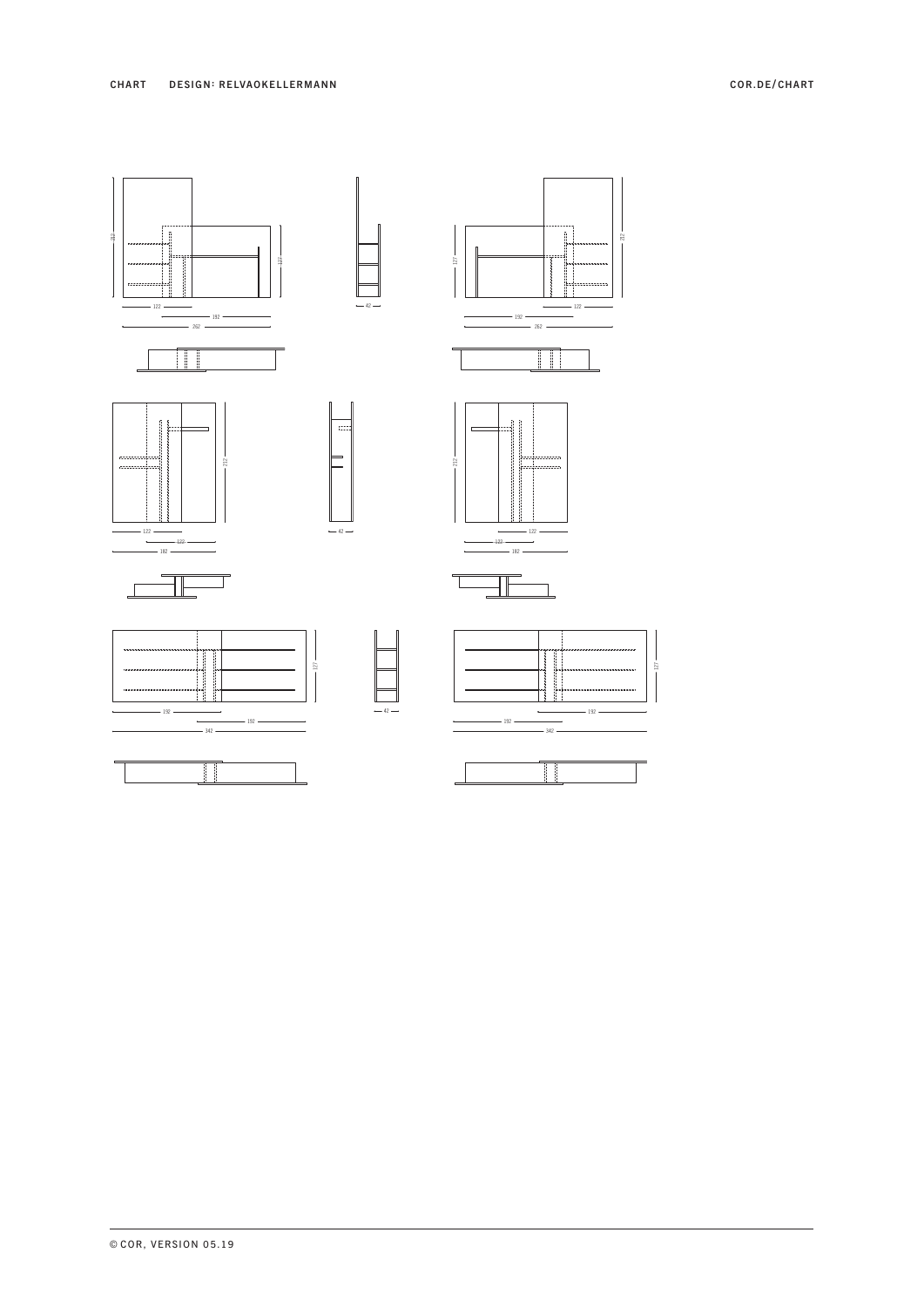212

127

122

192

262

42

127

212

122

192

262

212

122

122

182

42

212

122

122

182

127

192

192

342

42

127

192

192

342